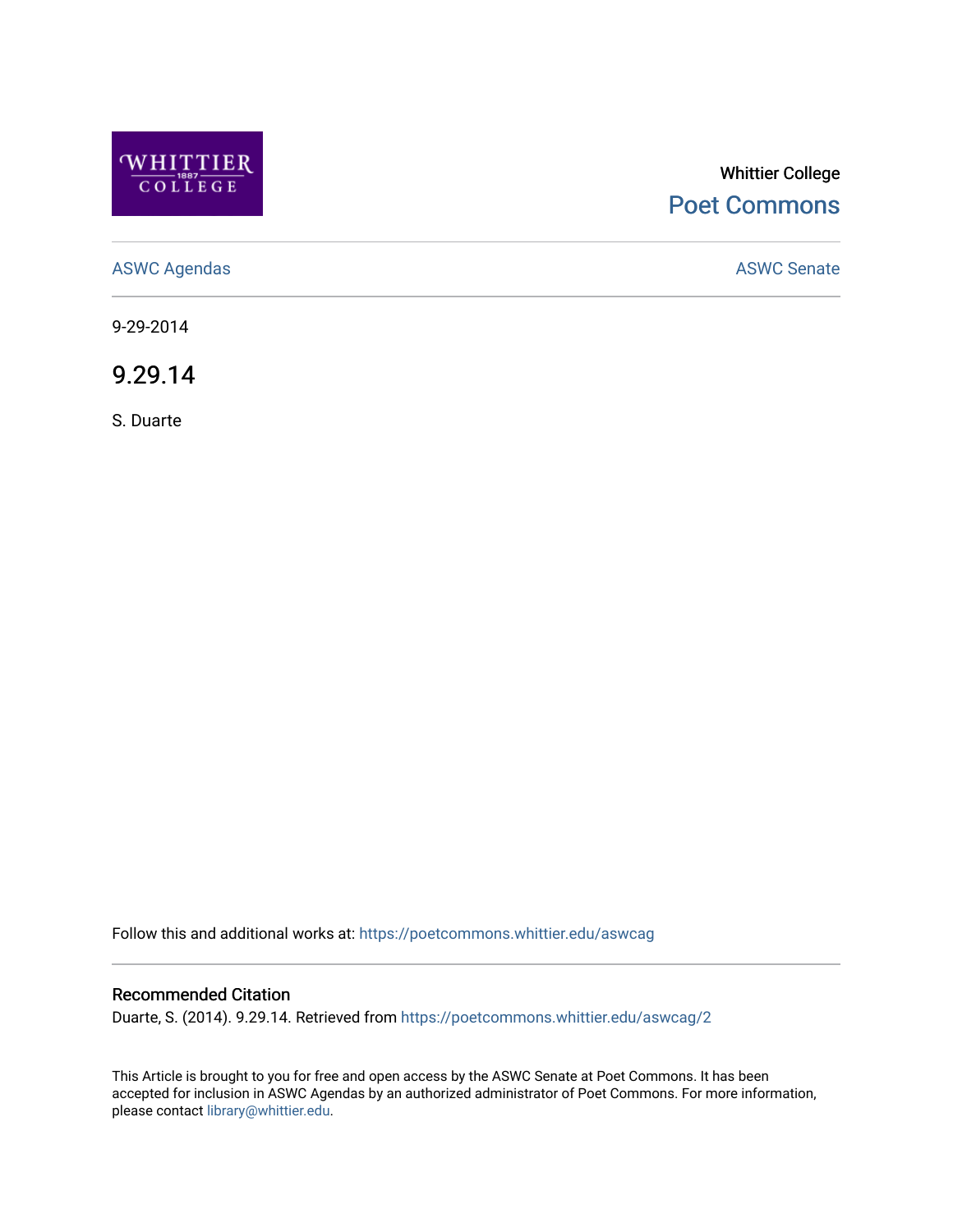Whittier College

Poet Commons

ASWC Agendas

ASWC Senate

9-29-2014

# 9.29.14

S. Duarte

Follow this and additional works at: https://poetcommons.whittier.edu/aswcag

## Recommended Citation

Duarte, S. (2014). 9.29.14. Retrieved from https://poetcommons.whittier.edu/aswcag/2

This Article is brought to you for free and open access by the ASWC Senate at Poet Commons. It has been accepted for inclusion in ASWC Agendas by an authorized administrator of Poet Commons. For more information, please contact library@whittier.edu.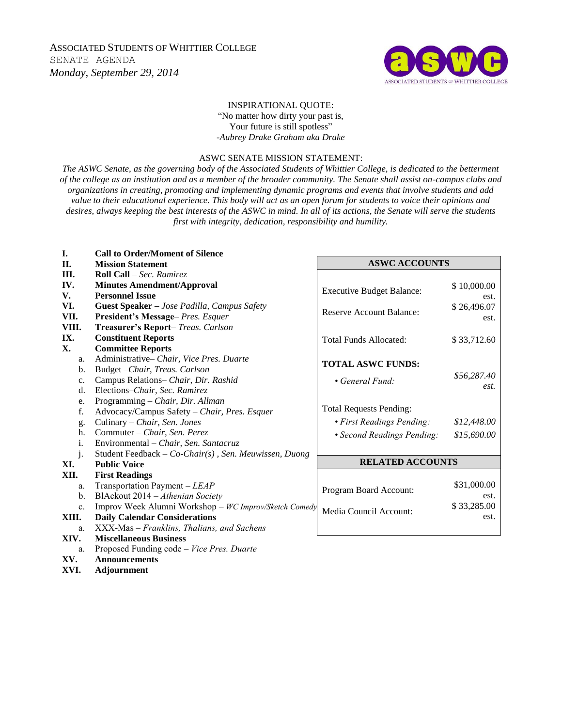ASSOCIATED STUDENTS OF WHITTIER COLLEGE
SENATE AGENDA
*Monday, September 29, 2014*

INSPIRATIONAL QUOTE:
"No matter how dirty your past is,
Your future is still spotless"
*-Aubrey Drake Graham aka Drake*

ASWC SENATE MISSION STATEMENT:

*The ASWC Senate, as the governing body of the Associated Students of Whittier College, is dedicated to the betterment of the college as an institution and as a member of the broader community. The Senate shall assist on-campus clubs and organizations in creating, promoting and implementing dynamic programs and events that involve students and add value to their educational experience. This body will act as an open forum for students to voice their opinions and desires, always keeping the best interests of the ASWC in mind. In all of its actions, the Senate will serve the students first with integrity, dedication, responsibility and humility.*

- **I. Call to Order/Moment of Silence**
- **II. Mission Statement**
- **III. Roll Call** – *Sec. Ramirez*
- **IV. Minutes Amendment/Approval**
- **V. Personnel Issue**
- **VI. Guest Speaker –** *Jose Padilla, Campus Safety*
- **VII. President's Message**– *Pres. Esquer*
- **VIII. Treasurer's Report**– *Treas. Carlson*
- **IX. Constituent Reports**
- **X. Committee Reports**
  - a. Administrative– *Chair, Vice Pres. Duarte*
  - b. Budget –*Chair, Treas. Carlson*
  - c. Campus Relations– *Chair, Dir. Rashid*
  - d. Elections–*Chair, Sec. Ramirez*
  - e. Programming – *Chair, Dir. Allman*
  - f. Advocacy/Campus Safety – *Chair, Pres. Esquer*
  - g. Culinary – *Chair, Sen. Jones*
  - h. Commuter – *Chair, Sen. Perez*
  - i. Environmental – *Chair, Sen. Santacruz*
  - j. Student Feedback – *Co-Chair(s) , Sen. Meuwissen, Duong*
- **XI. Public Voice**
- **XII. First Readings**
  - a. Transportation Payment – *LEAP*
  - b. BlAckout 2014 – *Athenian Society*
  - c. Improv Week Alumni Workshop – *WC Improv/Sketch Comedy*
- **XIII. Daily Calendar Considerations**
  - a. XXX-Mas – *Franklins, Thalians, and Sachens*
- **XIV. Miscellaneous Business**
  - a. Proposed Funding code – *Vice Pres. Duarte*
- **XV. Announcements**
- **XVI. Adjournment**

| ASWC ACCOUNTS | |
|---|---|
| Executive Budget Balance: | $ 10,000.00 est. |
| Reserve Account Balance: | $ 26,496.07 est. |
| Total Funds Allocated: | $ 33,712.60 |
| **TOTAL ASWC FUNDS:** | |
| • *General Fund:* | *$56,287.40 est.* |
| Total Requests Pending: | |
| • *First Readings Pending:* | *$12,448.00* |
| • *Second Readings Pending:* | *$15,690.00* |
| **RELATED ACCOUNTS** | |
| Program Board Account: | $31,000.00 est. |
| Media Council Account: | $ 33,285.00 est. |